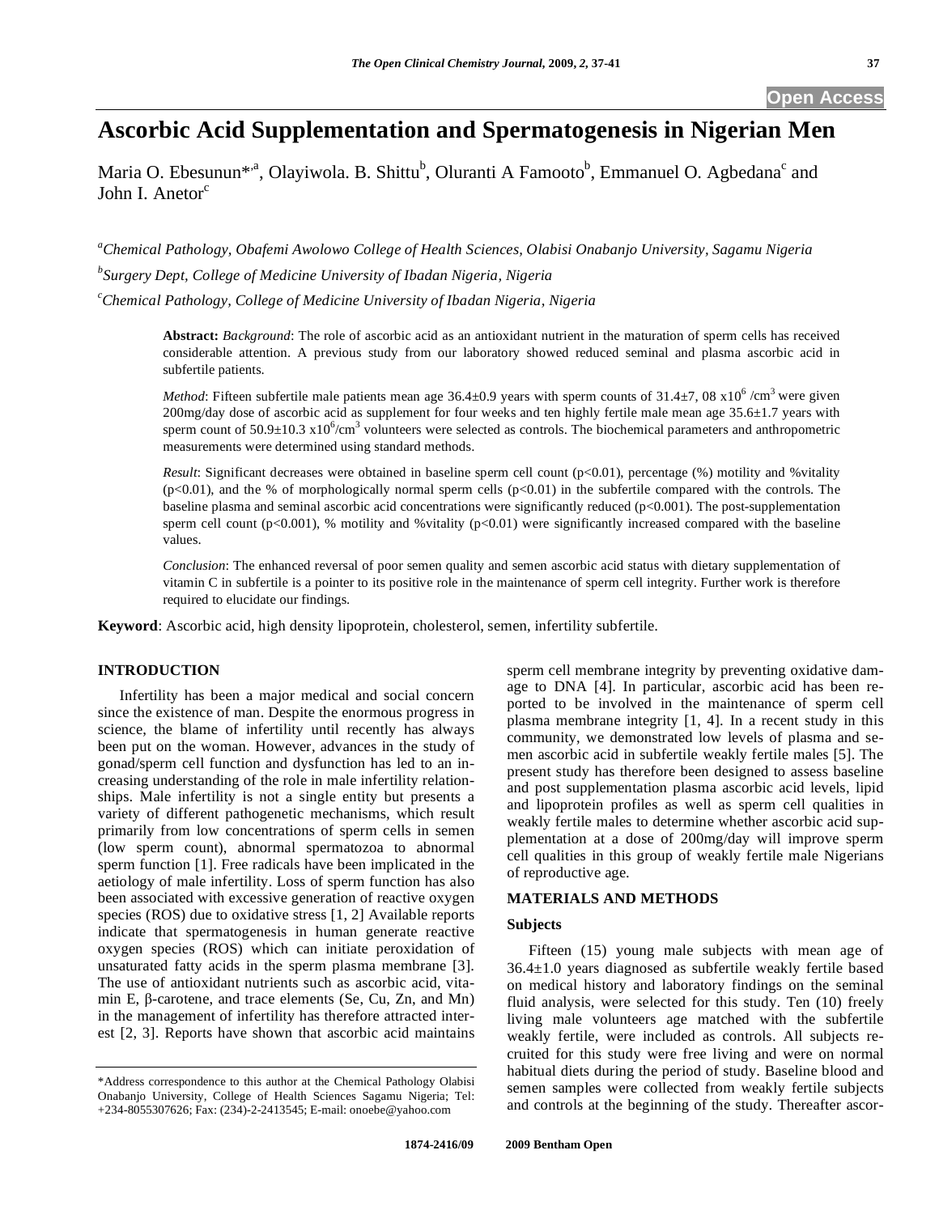# Ascorbic Acid Supplementation and Spermatogenesis in Nigerian Men

Maria O. Ebesunun*[,a], Olayiwola. B. Shittu[b], Oluranti A Famooto[b], Emmanuel O. Agbedana[c] and John I. Anetor[c]

[a]*Chemical Pathology, Obafemi Awolowo College of Health Sciences, Olabisi Onabanjo University, Sagamu Nigeria*

[b]*Surgery Dept, College of Medicine University of Ibadan Nigeria, Nigeria*

[c]*Chemical Pathology, College of Medicine University of Ibadan Nigeria, Nigeria*

**Abstract:** *Background*: The role of ascorbic acid as an antioxidant nutrient in the maturation of sperm cells has received considerable attention. A previous study from our laboratory showed reduced seminal and plasma ascorbic acid in subfertile patients.

*Method*: Fifteen subfertile male patients mean age 36.4±0.9 years with sperm counts of 31.4±7, 08 x$10^6$ /$cm^3$ were given 200mg/day dose of ascorbic acid as supplement for four weeks and ten highly fertile male mean age 35.6±1.7 years with sperm count of 50.9±10.3 x$10^6$/$cm^3$ volunteers were selected as controls. The biochemical parameters and anthropometric measurements were determined using standard methods.

*Result*: Significant decreases were obtained in baseline sperm cell count ($p<0.01$), percentage (%) motility and %vitality ($p<0.01$), and the % of morphologically normal sperm cells ($p<0.01$) in the subfertile compared with the controls. The baseline plasma and seminal ascorbic acid concentrations were significantly reduced ($p<0.001$). The post-supplementation sperm cell count ($p<0.001$), % motility and %vitality ($p<0.01$) were significantly increased compared with the baseline values.

*Conclusion*: The enhanced reversal of poor semen quality and semen ascorbic acid status with dietary supplementation of vitamin C in subfertile is a pointer to its positive role in the maintenance of sperm cell integrity. Further work is therefore required to elucidate our findings.

**Keyword**: Ascorbic acid, high density lipoprotein, cholesterol, semen, infertility subfertile.

## INTRODUCTION

Infertility has been a major medical and social concern since the existence of man. Despite the enormous progress in science, the blame of infertility until recently has always been put on the woman. However, advances in the study of gonad/sperm cell function and dysfunction has led to an increasing understanding of the role in male infertility relationships. Male infertility is not a single entity but presents a variety of different pathogenetic mechanisms, which result primarily from low concentrations of sperm cells in semen (low sperm count), abnormal spermatozoa to abnormal sperm function [1]. Free radicals have been implicated in the aetiology of male infertility. Loss of sperm function has also been associated with excessive generation of reactive oxygen species (ROS) due to oxidative stress [1, 2] Available reports indicate that spermatogenesis in human generate reactive oxygen species (ROS) which can initiate peroxidation of unsaturated fatty acids in the sperm plasma membrane [3]. The use of antioxidant nutrients such as ascorbic acid, vitamin E, β-carotene, and trace elements (Se, Cu, Zn, and Mn) in the management of infertility has therefore attracted interest [2, 3]. Reports have shown that ascorbic acid maintains sperm cell membrane integrity by preventing oxidative damage to DNA [4]. In particular, ascorbic acid has been reported to be involved in the maintenance of sperm cell plasma membrane integrity [1, 4]. In a recent study in this community, we demonstrated low levels of plasma and semen ascorbic acid in subfertile weakly fertile males [5]. The present study has therefore been designed to assess baseline and post supplementation plasma ascorbic acid levels, lipid and lipoprotein profiles as well as sperm cell qualities in weakly fertile males to determine whether ascorbic acid supplementation at a dose of 200mg/day will improve sperm cell qualities in this group of weakly fertile male Nigerians of reproductive age.

## MATERIALS AND METHODS

### Subjects

Fifteen (15) young male subjects with mean age of 36.4±1.0 years diagnosed as subfertile weakly fertile based on medical history and laboratory findings on the seminal fluid analysis, were selected for this study. Ten (10) freely living male volunteers age matched with the subfertile weakly fertile, were included as controls. All subjects recruited for this study were free living and were on normal habitual diets during the period of study. Baseline blood and semen samples were collected from weakly fertile subjects and controls at the beginning of the study. Thereafter ascor-

*Address correspondence to this author at the Chemical Pathology Olabisi Onabanjo University, College of Health Sciences Sagamu Nigeria; Tel: +234-8055307626; Fax: (234)-2-2413545; E-mail: onoebe@yahoo.com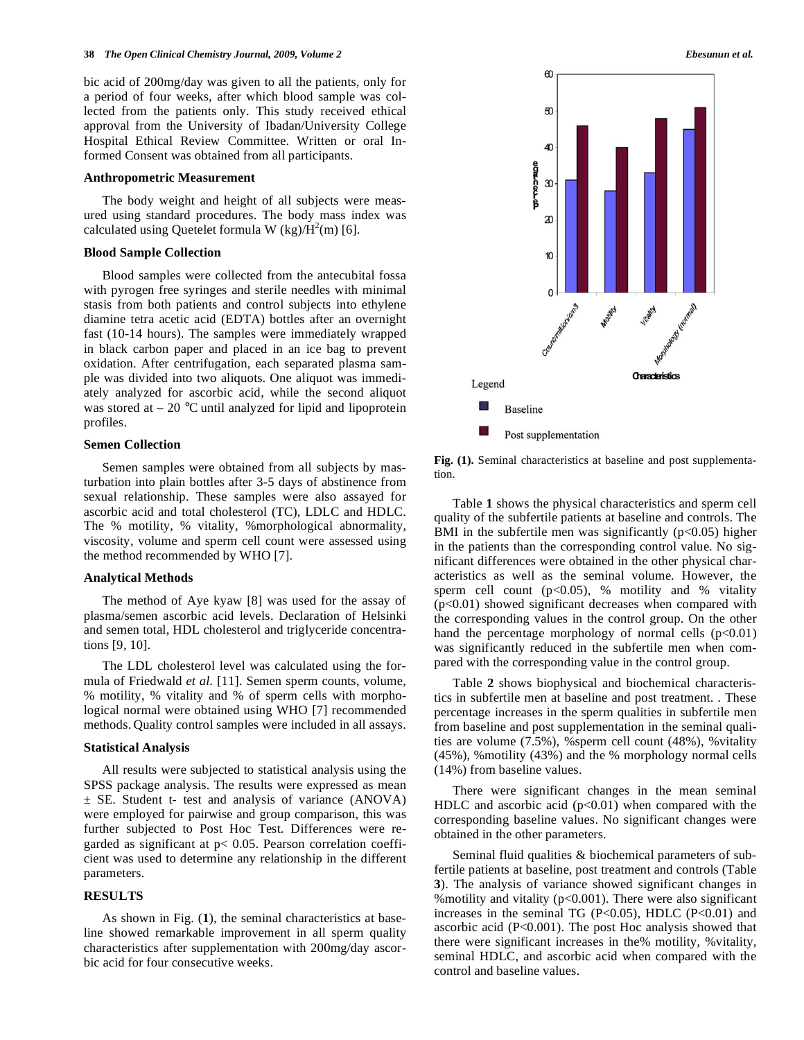bic acid of 200mg/day was given to all the patients, only for a period of four weeks, after which blood sample was collected from the patients only. This study received ethical approval from the University of Ibadan/University College Hospital Ethical Review Committee. Written or oral Informed Consent was obtained from all participants.

### Anthropometric Measurement

The body weight and height of all subjects were measured using standard procedures. The body mass index was calculated using Quetelet formula W (kg)/$H^2$(m) [6].

### Blood Sample Collection

Blood samples were collected from the antecubital fossa with pyrogen free syringes and sterile needles with minimal stasis from both patients and control subjects into ethylene diamine tetra acetic acid (EDTA) bottles after an overnight fast (10-14 hours). The samples were immediately wrapped in black carbon paper and placed in an ice bag to prevent oxidation. After centrifugation, each separated plasma sample was divided into two aliquots. One aliquot was immediately analyzed for ascorbic acid, while the second aliquot was stored at – 20 °C until analyzed for lipid and lipoprotein profiles.

### Semen Collection

Semen samples were obtained from all subjects by masturbation into plain bottles after 3-5 days of abstinence from sexual relationship. These samples were also assayed for ascorbic acid and total cholesterol (TC), LDLC and HDLC. The % motility, % vitality, %morphological abnormality, viscosity, volume and sperm cell count were assessed using the method recommended by WHO [7].

### Analytical Methods

The method of Aye kyaw [8] was used for the assay of plasma/semen ascorbic acid levels. Declaration of Helsinki and semen total, HDL cholesterol and triglyceride concentrations [9, 10].

The LDL cholesterol level was calculated using the formula of Friedwald *et al.* [11]. Semen sperm counts, volume, % motility, % vitality and % of sperm cells with morphological normal were obtained using WHO [7] recommended methods. Quality control samples were included in all assays.

### Statistical Analysis

All results were subjected to statistical analysis using the SPSS package analysis. The results were expressed as mean ± SE. Student t- test and analysis of variance (ANOVA) were employed for pairwise and group comparison, this was further subjected to Post Hoc Test. Differences were regarded as significant at $p < 0.05$. Pearson correlation coefficient was used to determine any relationship in the different parameters.

## RESULTS

As shown in Fig. (**1**), the seminal characteristics at baseline showed remarkable improvement in all sperm quality characteristics after supplementation with 200mg/day ascorbic acid for four consecutive weeks.

**Fig. (1).** Seminal characteristics at baseline and post supplementation.

Table **1** shows the physical characteristics and sperm cell quality of the subfertile patients at baseline and controls. The BMI in the subfertile men was significantly ($p<0.05$) higher in the patients than the corresponding control value. No significant differences were obtained in the other physical characteristics as well as the seminal volume. However, the sperm cell count ($p<0.05$), % motility and % vitality ($p<0.01$) showed significant decreases when compared with the corresponding values in the control group. On the other hand the percentage morphology of normal cells ($p<0.01$) was significantly reduced in the subfertile men when compared with the corresponding value in the control group.

Table **2** shows biophysical and biochemical characteristics in subfertile men at baseline and post treatment. . These percentage increases in the sperm qualities in subfertile men from baseline and post supplementation in the seminal qualities are volume (7.5%), %sperm cell count (48%), %vitality (45%), %motility (43%) and the % morphology normal cells (14%) from baseline values.

There were significant changes in the mean seminal HDLC and ascorbic acid ($p<0.01$) when compared with the corresponding baseline values. No significant changes were obtained in the other parameters.

Seminal fluid qualities & biochemical parameters of subfertile patients at baseline, post treatment and controls (Table **3**). The analysis of variance showed significant changes in %motility and vitality ($p<0.001$). There were also significant increases in the seminal TG ($P<0.05$), HDLC ($P<0.01$) and ascorbic acid ($P<0.001$). The post Hoc analysis showed that there were significant increases in the% motility, %vitality, seminal HDLC, and ascorbic acid when compared with the control and baseline values.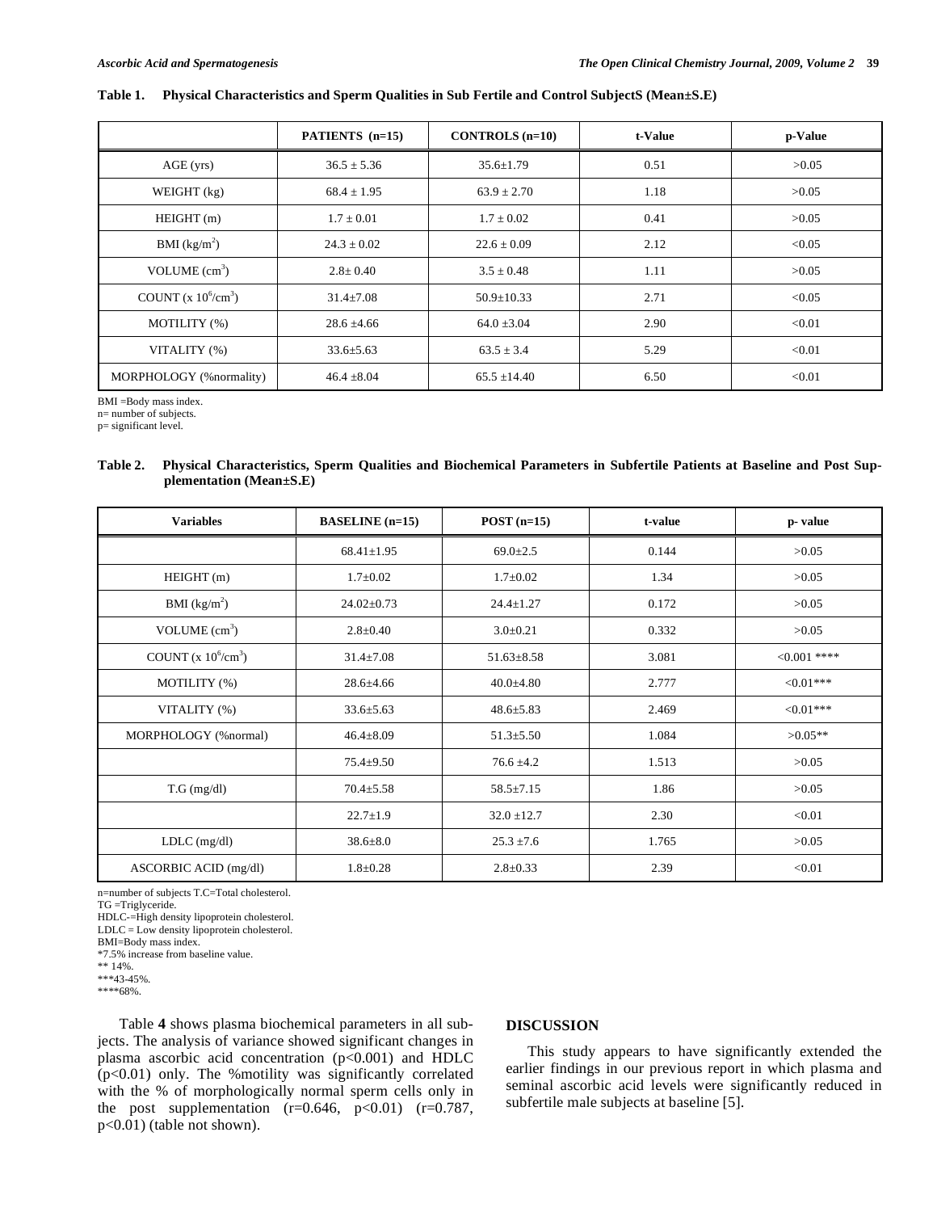**Table 1. Physical Characteristics and Sperm Qualities in Sub Fertile and Control SubjectS (Mean±S.E)**

| | PATIENTS (n=15) | CONTROLS (n=10) | t-Value | p-Value |
|---|---|---|---|---|
| AGE (yrs) | 36.5 ± 5.36 | 35.6±1.79 | 0.51 | >0.05 |
| WEIGHT (kg) | 68.4 ± 1.95 | 63.9 ± 2.70 | 1.18 | >0.05 |
| HEIGHT (m) | 1.7 ± 0.01 | 1.7 ± 0.02 | 0.41 | >0.05 |
| BMI (kg/m$^2$) | 24.3 ± 0.02 | 22.6 ± 0.09 | 2.12 | <0.05 |
| VOLUME (cm$^3$) | 2.8± 0.40 | 3.5 ± 0.48 | 1.11 | >0.05 |
| COUNT (x 10$^6$/cm$^3$) | 31.4±7.08 | 50.9±10.33 | 2.71 | <0.05 |
| MOTILITY (%) | 28.6 ±4.66 | 64.0 ±3.04 | 2.90 | <0.01 |
| VITALITY (%) | 33.6±5.63 | 63.5 ± 3.4 | 5.29 | <0.01 |
| MORPHOLOGY (%normality) | 46.4 ±8.04 | 65.5 ±14.40 | 6.50 | <0.01 |

BMI =Body mass index.
n= number of subjects.
p= significant level.

**Table 2. Physical Characteristics, Sperm Qualities and Biochemical Parameters in Subfertile Patients at Baseline and Post Supplementation (Mean±S.E)**

| Variables | BASELINE (n=15) | POST (n=15) | t-value | p- value |
|---|---|---|---|---|
| | 68.41±1.95 | 69.0±2.5 | 0.144 | >0.05 |
| HEIGHT (m) | 1.7±0.02 | 1.7±0.02 | 1.34 | >0.05 |
| BMI (kg/m$^2$) | 24.02±0.73 | 24.4±1.27 | 0.172 | >0.05 |
| VOLUME (cm$^3$) | 2.8±0.40 | 3.0±0.21 | 0.332 | >0.05 |
| COUNT (x 10$^6$/cm$^3$) | 31.4±7.08 | 51.63±8.58 | 3.081 | <0.001 **** |
| MOTILITY (%) | 28.6±4.66 | 40.0±4.80 | 2.777 | <0.01*** |
| VITALITY (%) | 33.6±5.63 | 48.6±5.83 | 2.469 | <0.01*** |
| MORPHOLOGY (%normal) | 46.4±8.09 | 51.3±5.50 | 1.084 | >0.05** |
| | 75.4±9.50 | 76.6 ±4.2 | 1.513 | >0.05 |
| T.G (mg/dl) | 70.4±5.58 | 58.5±7.15 | 1.86 | >0.05 |
| | 22.7±1.9 | 32.0 ±12.7 | 2.30 | <0.01 |
| LDLC (mg/dl) | 38.6±8.0 | 25.3 ±7.6 | 1.765 | >0.05 |
| ASCORBIC ACID (mg/dl) | 1.8±0.28 | 2.8±0.33 | 2.39 | <0.01 |

n=number of subjects T.C=Total cholesterol.
TG =Triglyceride.
HDLC-=High density lipoprotein cholesterol.
LDLC = Low density lipoprotein cholesterol.
BMI=Body mass index.
*7.5% increase from baseline value.
** 14%.
***43-45%.
****68%.

Table **4** shows plasma biochemical parameters in all subjects. The analysis of variance showed significant changes in plasma ascorbic acid concentration ($p<0.001$) and HDLC ($p<0.01$) only. The %motility was significantly correlated with the % of morphologically normal sperm cells only in the post supplementation ($r=0.646$, $p<0.01$) ($r=0.787$, $p<0.01$) (table not shown).

## DISCUSSION

This study appears to have significantly extended the earlier findings in our previous report in which plasma and seminal ascorbic acid levels were significantly reduced in subfertile male subjects at baseline [5].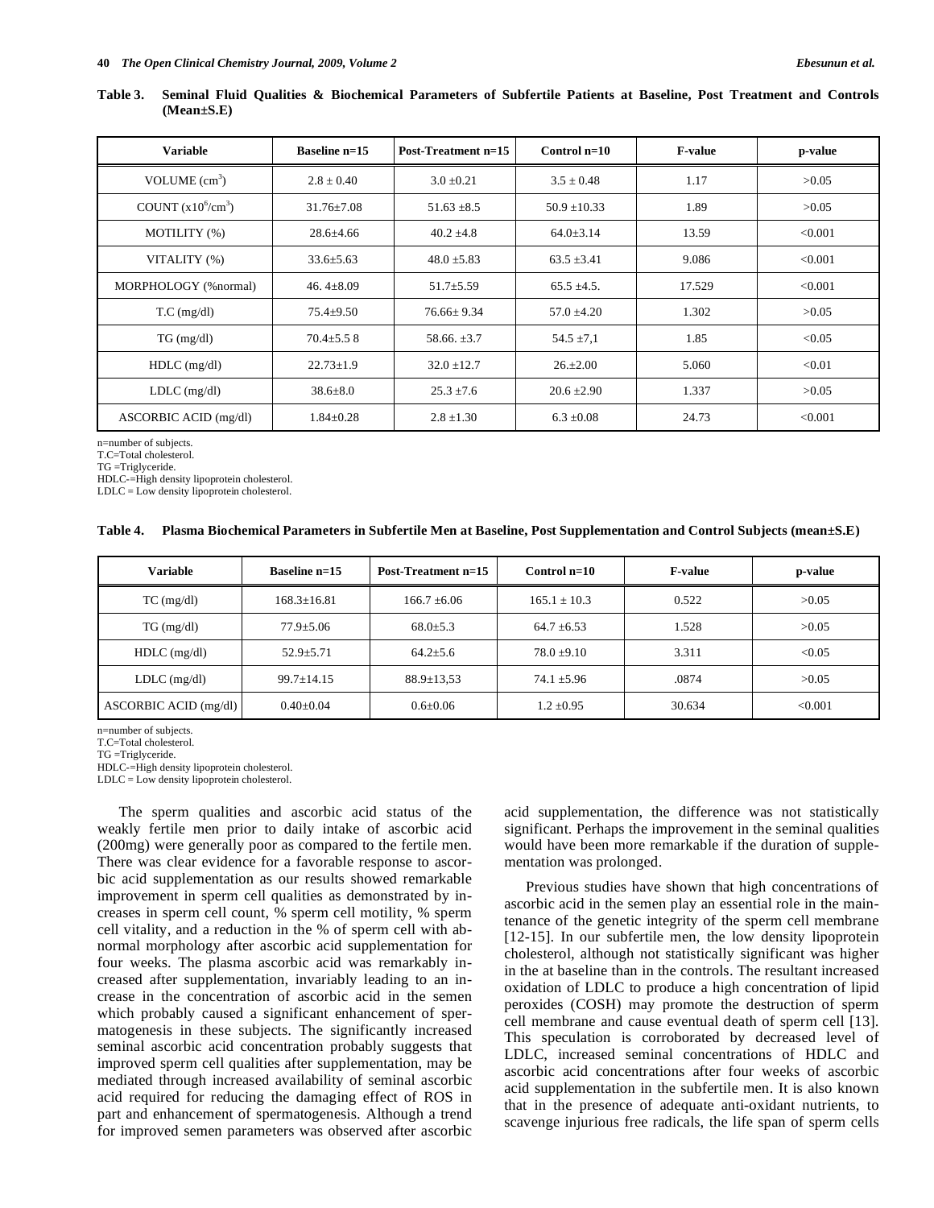**Table 3. Seminal Fluid Qualities & Biochemical Parameters of Subfertile Patients at Baseline, Post Treatment and Controls (Mean±S.E)**

| Variable | Baseline n=15 | Post-Treatment n=15 | Control n=10 | F-value | p-value |
|---|---|---|---|---|---|
| VOLUME ($cm^3$) | 2.8 ± 0.40 | 3.0 ±0.21 | 3.5 ± 0.48 | 1.17 | >0.05 |
| COUNT ($x10^6/cm^3$) | 31.76±7.08 | 51.63 ±8.5 | 50.9 ±10.33 | 1.89 | >0.05 |
| MOTILITY (%) | 28.6±4.66 | 40.2 ±4.8 | 64.0±3.14 | 13.59 | <0.001 |
| VITALITY (%) | 33.6±5.63 | 48.0 ±5.83 | 63.5 ±3.41 | 9.086 | <0.001 |
| MORPHOLOGY (%normal) | 46. 4±8.09 | 51.7±5.59 | 65.5 ±4.5. | 17.529 | <0.001 |
| T.C (mg/dl) | 75.4±9.50 | 76.66± 9.34 | 57.0 ±4.20 | 1.302 | >0.05 |
| TG (mg/dl) | 70.4±5.5 8 | 58.66. ±3.7 | 54.5 ±7,1 | 1.85 | <0.05 |
| HDLC (mg/dl) | 22.73±1.9 | 32.0 ±12.7 | 26.±2.00 | 5.060 | <0.01 |
| LDLC (mg/dl) | 38.6±8.0 | 25.3 ±7.6 | 20.6 ±2.90 | 1.337 | >0.05 |
| ASCORBIC ACID (mg/dl) | 1.84±0.28 | 2.8 ±1.30 | 6.3 ±0.08 | 24.73 | <0.001 |

n=number of subjects.
T.C=Total cholesterol.
TG =Triglyceride.
HDLC-=High density lipoprotein cholesterol.
LDLC = Low density lipoprotein cholesterol.

**Table 4. Plasma Biochemical Parameters in Subfertile Men at Baseline, Post Supplementation and Control Subjects (mean±S.E)**

| Variable | Baseline n=15 | Post-Treatment n=15 | Control n=10 | F-value | p-value |
|---|---|---|---|---|---|
| TC (mg/dl) | 168.3±16.81 | 166.7 ±6.06 | 165.1 ± 10.3 | 0.522 | >0.05 |
| TG (mg/dl) | 77.9±5.06 | 68.0±5.3 | 64.7 ±6.53 | 1.528 | >0.05 |
| HDLC (mg/dl) | 52.9±5.71 | 64.2±5.6 | 78.0 ±9.10 | 3.311 | <0.05 |
| LDLC (mg/dl) | 99.7±14.15 | 88.9±13,53 | 74.1 ±5.96 | .0874 | >0.05 |
| ASCORBIC ACID (mg/dl) | 0.40±0.04 | 0.6±0.06 | 1.2 ±0.95 | 30.634 | <0.001 |

n=number of subjects.
T.C=Total cholesterol.
TG =Triglyceride.
HDLC-=High density lipoprotein cholesterol.
LDLC = Low density lipoprotein cholesterol.

The sperm qualities and ascorbic acid status of the weakly fertile men prior to daily intake of ascorbic acid (200mg) were generally poor as compared to the fertile men. There was clear evidence for a favorable response to ascorbic acid supplementation as our results showed remarkable improvement in sperm cell qualities as demonstrated by increases in sperm cell count, % sperm cell motility, % sperm cell vitality, and a reduction in the % of sperm cell with abnormal morphology after ascorbic acid supplementation for four weeks. The plasma ascorbic acid was remarkably increased after supplementation, invariably leading to an increase in the concentration of ascorbic acid in the semen which probably caused a significant enhancement of spermatogenesis in these subjects. The significantly increased seminal ascorbic acid concentration probably suggests that improved sperm cell qualities after supplementation, may be mediated through increased availability of seminal ascorbic acid required for reducing the damaging effect of ROS in part and enhancement of spermatogenesis. Although a trend for improved semen parameters was observed after ascorbic acid supplementation, the difference was not statistically significant. Perhaps the improvement in the seminal qualities would have been more remarkable if the duration of supplementation was prolonged.

Previous studies have shown that high concentrations of ascorbic acid in the semen play an essential role in the maintenance of the genetic integrity of the sperm cell membrane [12-15]. In our subfertile men, the low density lipoprotein cholesterol, although not statistically significant was higher in the at baseline than in the controls. The resultant increased oxidation of LDLC to produce a high concentration of lipid peroxides (COSH) may promote the destruction of sperm cell membrane and cause eventual death of sperm cell [13]. This speculation is corroborated by decreased level of LDLC, increased seminal concentrations of HDLC and ascorbic acid concentrations after four weeks of ascorbic acid supplementation in the subfertile men. It is also known that in the presence of adequate anti-oxidant nutrients, to scavenge injurious free radicals, the life span of sperm cells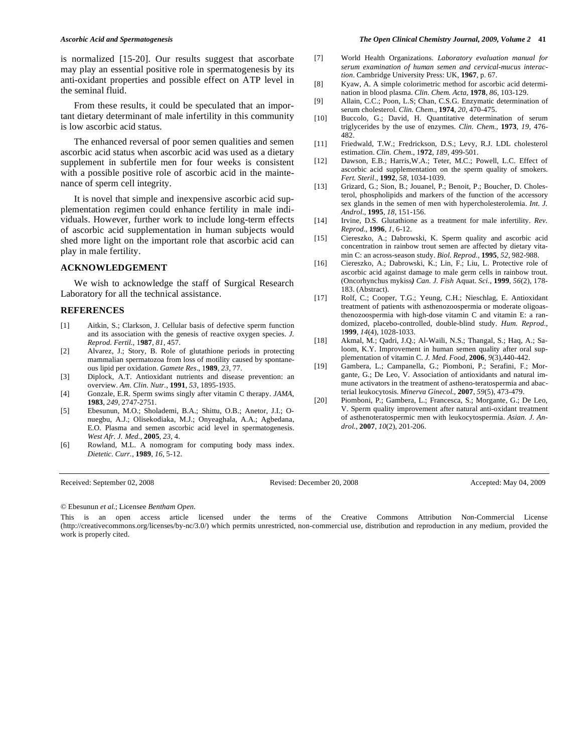is normalized [15-20]. Our results suggest that ascorbate may play an essential positive role in spermatogenesis by its anti-oxidant properties and possible effect on ATP level in the seminal fluid.

From these results, it could be speculated that an important dietary determinant of male infertility in this community is low ascorbic acid status.

The enhanced reversal of poor semen qualities and semen ascorbic acid status when ascorbic acid was used as a dietary supplement in subfertile men for four weeks is consistent with a possible positive role of ascorbic acid in the maintenance of sperm cell integrity.

It is novel that simple and inexpensive ascorbic acid supplementation regimen could enhance fertility in male individuals. However, further work to include long-term effects of ascorbic acid supplementation in human subjects would shed more light on the important role that ascorbic acid can play in male fertility.

## ACKNOWLEDGEMENT

We wish to acknowledge the staff of Surgical Research Laboratory for all the technical assistance.

## REFERENCES

[1] Aitkin, S.; Clarkson, J. Cellular basis of defective sperm function and its association with the genesis of reactive oxygen species. *J. Reprod. Fertil.*, 1**987**, *81*, 457.

[2] Alvarez, J.; Story, B. Role of glutathione periods in protecting mammalian spermatozoa from loss of motility caused by spontaneous lipid per oxidation. *Gamete Res*., 1**989**, *23*, 77.

[3] Diplock, A.T. Antioxidant nutrients and disease prevention: an overview. *Am. Clin. Nutr.*, **1991**, *53*, 1895-1935.

[4] Gonzale, E.R. Sperm swims singly after vitamin C therapy. *JAMA*, **1983**, *249*, 2747-2751.

[5] Ebesunun, M.O.; Sholademi, B.A.; Shittu, O.B.; Anetor, J.I.; Onuegbu, A.J.; Olisekodiaka, M.J.; Onyeaghala, A.A.; Agbedana, E.O. Plasma and semen ascorbic acid level in spermatogenesis. *West Afr. J. Med.*, **2005**, *23*, 4.

[6] Rowland, M.L. A nomogram for computing body mass index. *Dietetic. Curr.*, **1989**, *16*, 5-12.

[7] World Health Organizations. *Laboratory evaluation manual for serum examination of human semen and cervical-mucus interaction*. Cambridge University Press: UK, **1967**, p. 67.

[8] Kyaw, A. A simple colorimetric method for ascorbic acid determination in blood plasma. *Clin. Chem. Acta*, **1978**, *86*, 103-129.

[9] Allain, C.C.; Poon, L.S; Chan, C.S.G. Enzymatic determination of serum cholesterol. *Clin. Chem.*, **1974**, *20*, 470-475.

[10] Buccolo, G.; David, H. Quantitative determination of serum triglycerides by the use of enzymes. *Clin. Chem.*, **1973**, *19*, 476-482.

[11] Friedwald, T.W.; Fredrickson, D.S.; Levy, R.J. LDL cholesterol estimation. *Clin. Chem.*, 1**972**, *189*, 499-501.

[12] Dawson, E.B.; Harris,W.A.; Teter, M.C.; Powell, L.C. Effect of ascorbic acid supplementation on the sperm quality of smokers. *Fert. Steril*., **1992**, *58*, 1034-1039.

[13] Grizard, G.; Sion, B.; Jouanel, P.; Benoit, P.; Boucher, D. Cholesterol, phospholipids and markers of the function of the accessory sex glands in the semen of men with hypercholesterolemia. *Int. J. Androl.*, **1995**, *18*, 151-156.

[14] Irvine, D.S. Glutathione as a treatment for male infertility. *Rev. Reprod*., **1996**, *1*, 6-12.

[15] Ciereszko, A.; Dabrowski, K. Sperm quality and ascorbic acid concentration in rainbow trout semen are affected by dietary vitamin C: an across-season study. *Biol. Reprod.*, **1995**, *52*, 982-988.

[16] Ciereszko, A.; Dabrowski, K.; Lin, F.; Liu, L. Protective role of ascorbic acid against damage to male germ cells in rainbow trout. (Oncorhynchus mykiss*) Can. J. Fish* Aquat. *Sci.*, **1999**, *56*(2), 178-183. (Abstract).

[17] Rolf, C.; Cooper, T.G.; Yeung, C.H.; Nieschlag, E. Antioxidant treatment of patients with asthenozoospermia or moderate oligoasthenozoospermia with high-dose vitamin C and vitamin E: a randomized, placebo-controlled, double-blind study. *Hum. Reprod*., 1**999**, *14*(4), 1028-1033.

[18] Akmal, M.; Qadri, J.Q.; Al-Waili, N.S.; Thangal, S.; Haq, A.; Saloom, K.Y. Improvement in human semen quality after oral supplementation of vitamin C. *J. Med. Food*, **2006**, *9*(3),440-442.

[19] Gambera, L.; Campanella, G.; Piomboni, P.; Serafini, F.; Morgante, G.; De Leo, V. Association of antioxidants and natural immune activators in the treatment of astheno-teratospermia and abacterial leukocytosis. *Minerva Ginecol*., **2007**, *59*(5), 473-479.

[20] Piomboni, P.; Gambera, L.; Francesca, S.; Morgante, G.; De Leo, V. Sperm quality improvement after natural anti-oxidant treatment of asthenoteratospermic men with leukocytospermia. *Asian. J. Androl.*, **2007**, *10*(2), 201-206.

Received: September 02, 2008 Revised: December 20, 2008 Accepted: May 04, 2009

© Ebesunun *et al.*; Licensee *Bentham Open*.

This is an open access article licensed under the terms of the Creative Commons Attribution Non-Commercial License (http://creativecommons.org/licenses/by-nc/3.0/) which permits unrestricted, non-commercial use, distribution and reproduction in any medium, provided the work is properly cited.